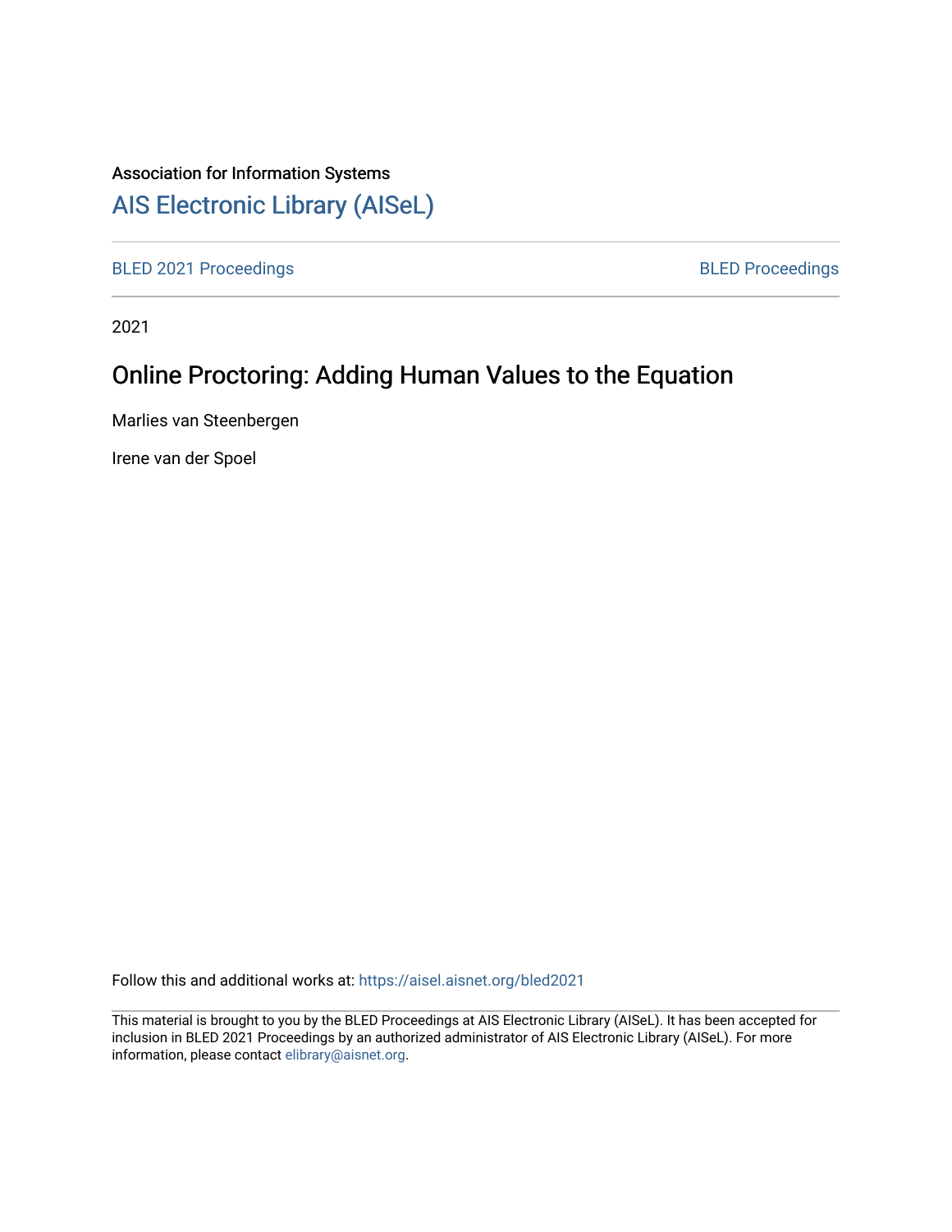Association for Information Systems

# AIS Electronic Library (AISeL)

BLED 2021 Proceedings | BLED Proceedings

2021

## Online Proctoring: Adding Human Values to the Equation

Marlies van Steenbergen

Irene van der Spoel

Follow this and additional works at: https://aisel.aisnet.org/bled2021

This material is brought to you by the BLED Proceedings at AIS Electronic Library (AISeL). It has been accepted for inclusion in BLED 2021 Proceedings by an authorized administrator of AIS Electronic Library (AISeL). For more information, please contact elibrary@aisnet.org.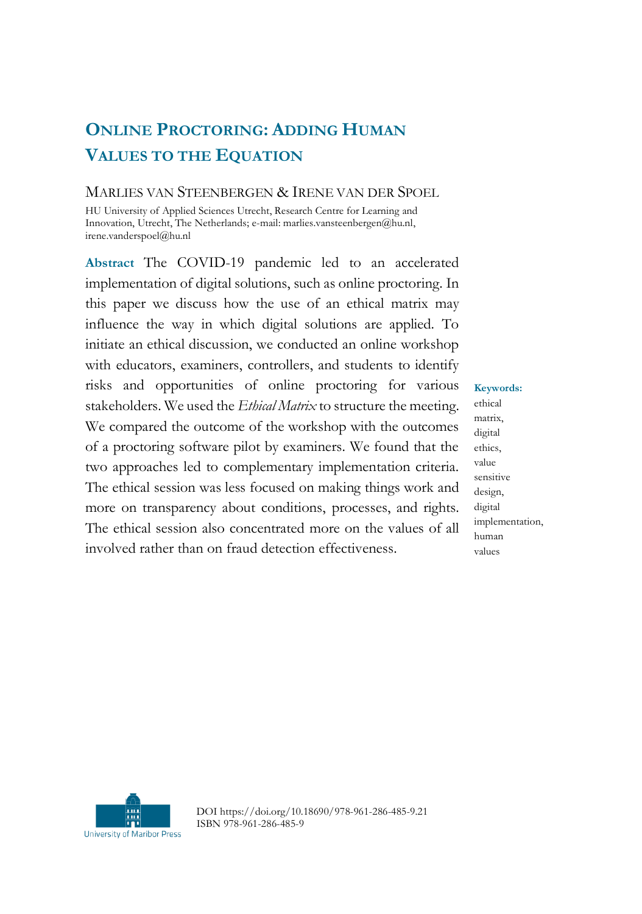# Online Proctoring: Adding Human Values to the Equation

**Marlies van Steenbergen & Irene van der Spoel**

HU University of Applied Sciences Utrecht, Research Centre for Learning and Innovation, Utrecht, The Netherlands; e-mail: marlies.vansteenbergen@hu.nl, irene.vanderspoel@hu.nl

**Abstract** The COVID-19 pandemic led to an accelerated implementation of digital solutions, such as online proctoring. In this paper we discuss how the use of an ethical matrix may influence the way in which digital solutions are applied. To initiate an ethical discussion, we conducted an online workshop with educators, examiners, controllers, and students to identify risks and opportunities of online proctoring for various stakeholders. We used the *Ethical Matrix* to structure the meeting. We compared the outcome of the workshop with the outcomes of a proctoring software pilot by examiners. We found that the two approaches led to complementary implementation criteria. The ethical session was less focused on making things work and more on transparency about conditions, processes, and rights. The ethical session also concentrated more on the values of all involved rather than on fraud detection effectiveness.

**Keywords:** ethical matrix, digital ethics, value sensitive design, digital implementation, human values

DOI https://doi.org/10.18690/978-961-286-485-9.21
ISBN 978-961-286-485-9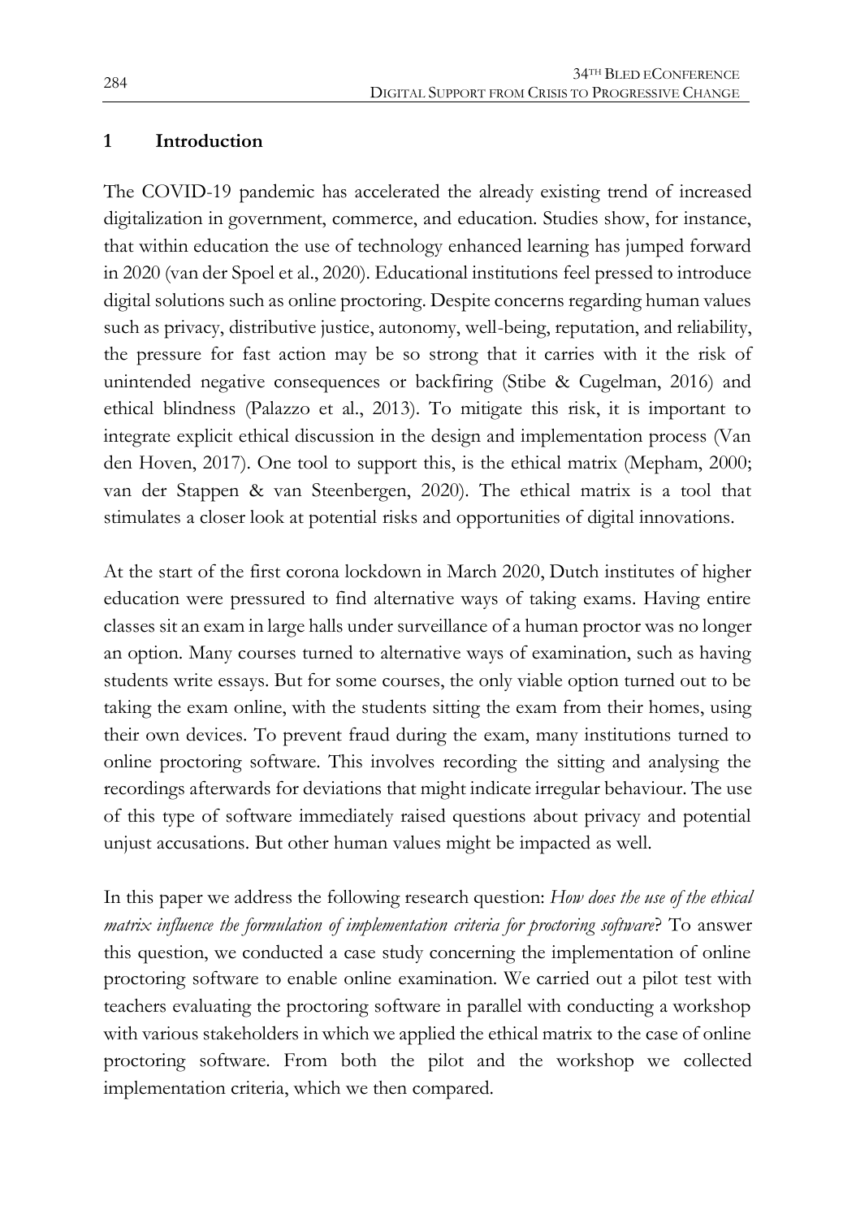## 1 Introduction

The COVID-19 pandemic has accelerated the already existing trend of increased digitalization in government, commerce, and education. Studies show, for instance, that within education the use of technology enhanced learning has jumped forward in 2020 (van der Spoel et al., 2020). Educational institutions feel pressed to introduce digital solutions such as online proctoring. Despite concerns regarding human values such as privacy, distributive justice, autonomy, well-being, reputation, and reliability, the pressure for fast action may be so strong that it carries with it the risk of unintended negative consequences or backfiring (Stibe & Cugelman, 2016) and ethical blindness (Palazzo et al., 2013). To mitigate this risk, it is important to integrate explicit ethical discussion in the design and implementation process (Van den Hoven, 2017). One tool to support this, is the ethical matrix (Mepham, 2000; van der Stappen & van Steenbergen, 2020). The ethical matrix is a tool that stimulates a closer look at potential risks and opportunities of digital innovations.

At the start of the first corona lockdown in March 2020, Dutch institutes of higher education were pressured to find alternative ways of taking exams. Having entire classes sit an exam in large halls under surveillance of a human proctor was no longer an option. Many courses turned to alternative ways of examination, such as having students write essays. But for some courses, the only viable option turned out to be taking the exam online, with the students sitting the exam from their homes, using their own devices. To prevent fraud during the exam, many institutions turned to online proctoring software. This involves recording the sitting and analysing the recordings afterwards for deviations that might indicate irregular behaviour. The use of this type of software immediately raised questions about privacy and potential unjust accusations. But other human values might be impacted as well.

In this paper we address the following research question: *How does the use of the ethical matrix influence the formulation of implementation criteria for proctoring software*? To answer this question, we conducted a case study concerning the implementation of online proctoring software to enable online examination. We carried out a pilot test with teachers evaluating the proctoring software in parallel with conducting a workshop with various stakeholders in which we applied the ethical matrix to the case of online proctoring software. From both the pilot and the workshop we collected implementation criteria, which we then compared.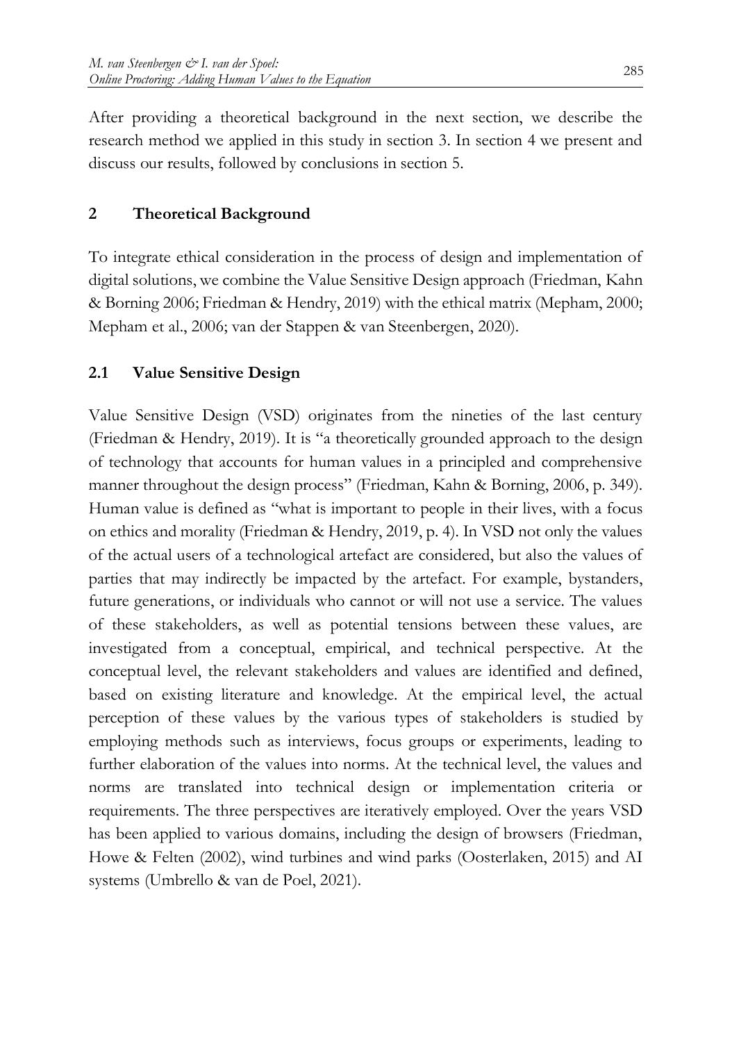After providing a theoretical background in the next section, we describe the research method we applied in this study in section 3. In section 4 we present and discuss our results, followed by conclusions in section 5.

## 2 Theoretical Background

To integrate ethical consideration in the process of design and implementation of digital solutions, we combine the Value Sensitive Design approach (Friedman, Kahn & Borning 2006; Friedman & Hendry, 2019) with the ethical matrix (Mepham, 2000; Mepham et al., 2006; van der Stappen & van Steenbergen, 2020).

### 2.1 Value Sensitive Design

Value Sensitive Design (VSD) originates from the nineties of the last century (Friedman & Hendry, 2019). It is "a theoretically grounded approach to the design of technology that accounts for human values in a principled and comprehensive manner throughout the design process" (Friedman, Kahn & Borning, 2006, p. 349). Human value is defined as "what is important to people in their lives, with a focus on ethics and morality (Friedman & Hendry, 2019, p. 4). In VSD not only the values of the actual users of a technological artefact are considered, but also the values of parties that may indirectly be impacted by the artefact. For example, bystanders, future generations, or individuals who cannot or will not use a service. The values of these stakeholders, as well as potential tensions between these values, are investigated from a conceptual, empirical, and technical perspective. At the conceptual level, the relevant stakeholders and values are identified and defined, based on existing literature and knowledge. At the empirical level, the actual perception of these values by the various types of stakeholders is studied by employing methods such as interviews, focus groups or experiments, leading to further elaboration of the values into norms. At the technical level, the values and norms are translated into technical design or implementation criteria or requirements. The three perspectives are iteratively employed. Over the years VSD has been applied to various domains, including the design of browsers (Friedman, Howe & Felten (2002), wind turbines and wind parks (Oosterlaken, 2015) and AI systems (Umbrello & van de Poel, 2021).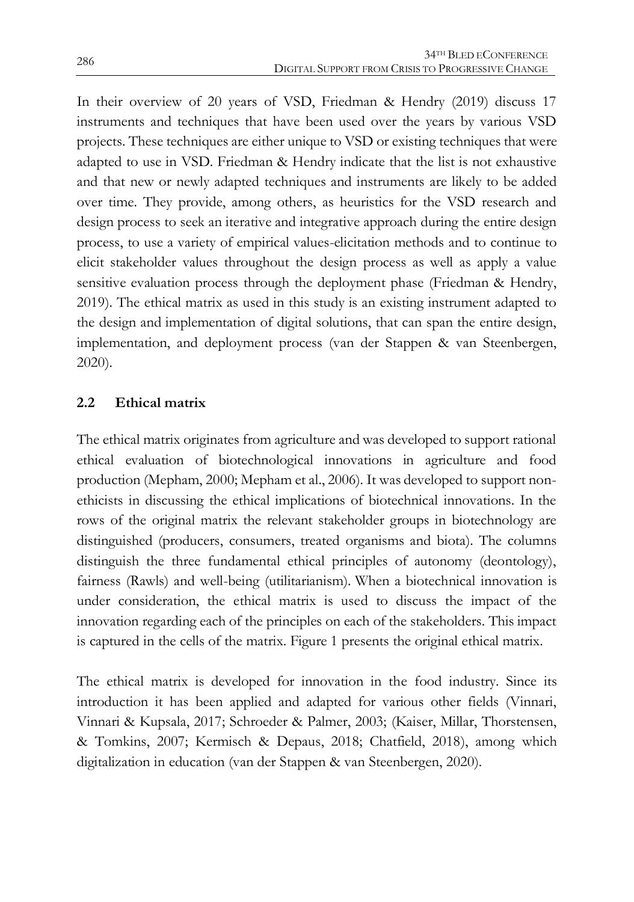In their overview of 20 years of VSD, Friedman & Hendry (2019) discuss 17 instruments and techniques that have been used over the years by various VSD projects. These techniques are either unique to VSD or existing techniques that were adapted to use in VSD. Friedman & Hendry indicate that the list is not exhaustive and that new or newly adapted techniques and instruments are likely to be added over time. They provide, among others, as heuristics for the VSD research and design process to seek an iterative and integrative approach during the entire design process, to use a variety of empirical values-elicitation methods and to continue to elicit stakeholder values throughout the design process as well as apply a value sensitive evaluation process through the deployment phase (Friedman & Hendry, 2019). The ethical matrix as used in this study is an existing instrument adapted to the design and implementation of digital solutions, that can span the entire design, implementation, and deployment process (van der Stappen & van Steenbergen, 2020).

## 2.2 Ethical matrix

The ethical matrix originates from agriculture and was developed to support rational ethical evaluation of biotechnological innovations in agriculture and food production (Mepham, 2000; Mepham et al., 2006). It was developed to support non-ethicists in discussing the ethical implications of biotechnical innovations. In the rows of the original matrix the relevant stakeholder groups in biotechnology are distinguished (producers, consumers, treated organisms and biota). The columns distinguish the three fundamental ethical principles of autonomy (deontology), fairness (Rawls) and well-being (utilitarianism). When a biotechnical innovation is under consideration, the ethical matrix is used to discuss the impact of the innovation regarding each of the principles on each of the stakeholders. This impact is captured in the cells of the matrix. Figure 1 presents the original ethical matrix.

The ethical matrix is developed for innovation in the food industry. Since its introduction it has been applied and adapted for various other fields (Vinnari, Vinnari & Kupsala, 2017; Schroeder & Palmer, 2003; (Kaiser, Millar, Thorstensen, & Tomkins, 2007; Kermisch & Depaus, 2018; Chatfield, 2018), among which digitalization in education (van der Stappen & van Steenbergen, 2020).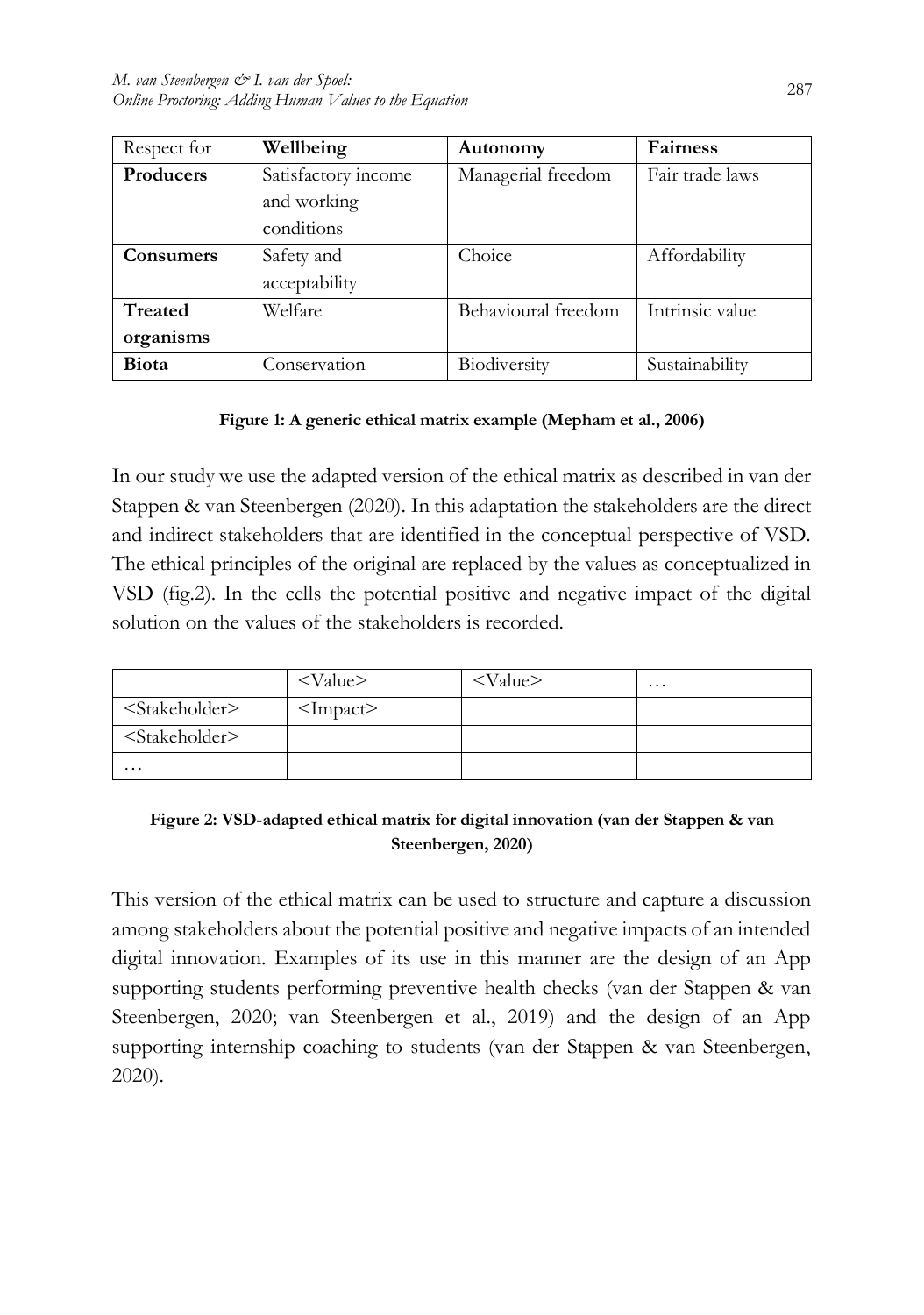| Respect for | **Wellbeing** | **Autonomy** | **Fairness** |
|---|---|---|---|
| **Producers** | Satisfactory income and working conditions | Managerial freedom | Fair trade laws |
| **Consumers** | Safety and acceptability | Choice | Affordability |
| **Treated organisms** | Welfare | Behavioural freedom | Intrinsic value |
| **Biota** | Conservation | Biodiversity | Sustainability |

**Figure 1: A generic ethical matrix example (Mepham et al., 2006)**

In our study we use the adapted version of the ethical matrix as described in van der Stappen & van Steenbergen (2020). In this adaptation the stakeholders are the direct and indirect stakeholders that are identified in the conceptual perspective of VSD. The ethical principles of the original are replaced by the values as conceptualized in VSD (fig.2). In the cells the potential positive and negative impact of the digital solution on the values of the stakeholders is recorded.

| | <Value> | <Value> | … |
|---|---|---|---|
| <Stakeholder> | <Impact> | | |
| <Stakeholder> | | | |
| … | | | |

**Figure 2: VSD-adapted ethical matrix for digital innovation (van der Stappen & van Steenbergen, 2020)**

This version of the ethical matrix can be used to structure and capture a discussion among stakeholders about the potential positive and negative impacts of an intended digital innovation. Examples of its use in this manner are the design of an App supporting students performing preventive health checks (van der Stappen & van Steenbergen, 2020; van Steenbergen et al., 2019) and the design of an App supporting internship coaching to students (van der Stappen & van Steenbergen, 2020).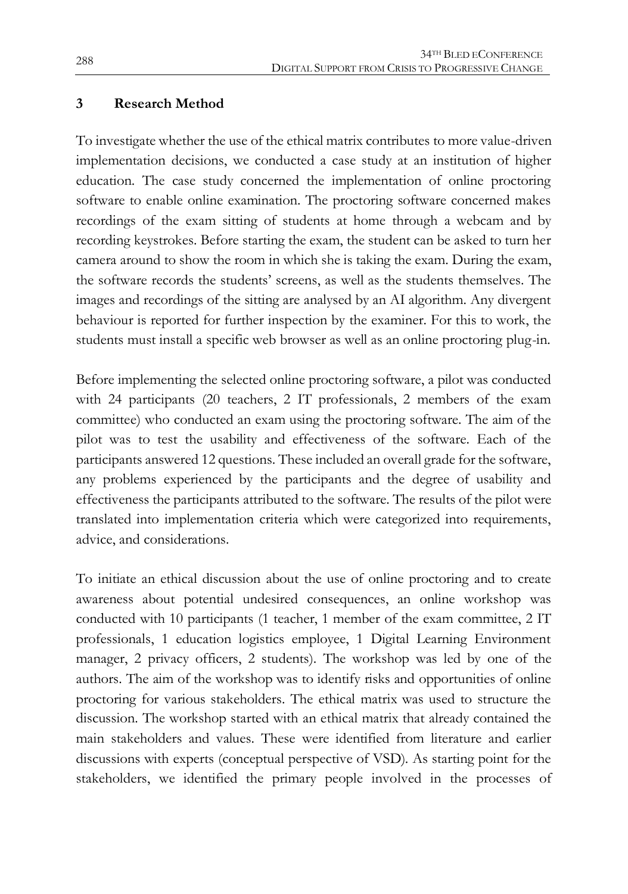## 3 Research Method

To investigate whether the use of the ethical matrix contributes to more value-driven implementation decisions, we conducted a case study at an institution of higher education. The case study concerned the implementation of online proctoring software to enable online examination. The proctoring software concerned makes recordings of the exam sitting of students at home through a webcam and by recording keystrokes. Before starting the exam, the student can be asked to turn her camera around to show the room in which she is taking the exam. During the exam, the software records the students' screens, as well as the students themselves. The images and recordings of the sitting are analysed by an AI algorithm. Any divergent behaviour is reported for further inspection by the examiner. For this to work, the students must install a specific web browser as well as an online proctoring plug-in.

Before implementing the selected online proctoring software, a pilot was conducted with 24 participants (20 teachers, 2 IT professionals, 2 members of the exam committee) who conducted an exam using the proctoring software. The aim of the pilot was to test the usability and effectiveness of the software. Each of the participants answered 12 questions. These included an overall grade for the software, any problems experienced by the participants and the degree of usability and effectiveness the participants attributed to the software. The results of the pilot were translated into implementation criteria which were categorized into requirements, advice, and considerations.

To initiate an ethical discussion about the use of online proctoring and to create awareness about potential undesired consequences, an online workshop was conducted with 10 participants (1 teacher, 1 member of the exam committee, 2 IT professionals, 1 education logistics employee, 1 Digital Learning Environment manager, 2 privacy officers, 2 students). The workshop was led by one of the authors. The aim of the workshop was to identify risks and opportunities of online proctoring for various stakeholders. The ethical matrix was used to structure the discussion. The workshop started with an ethical matrix that already contained the main stakeholders and values. These were identified from literature and earlier discussions with experts (conceptual perspective of VSD). As starting point for the stakeholders, we identified the primary people involved in the processes of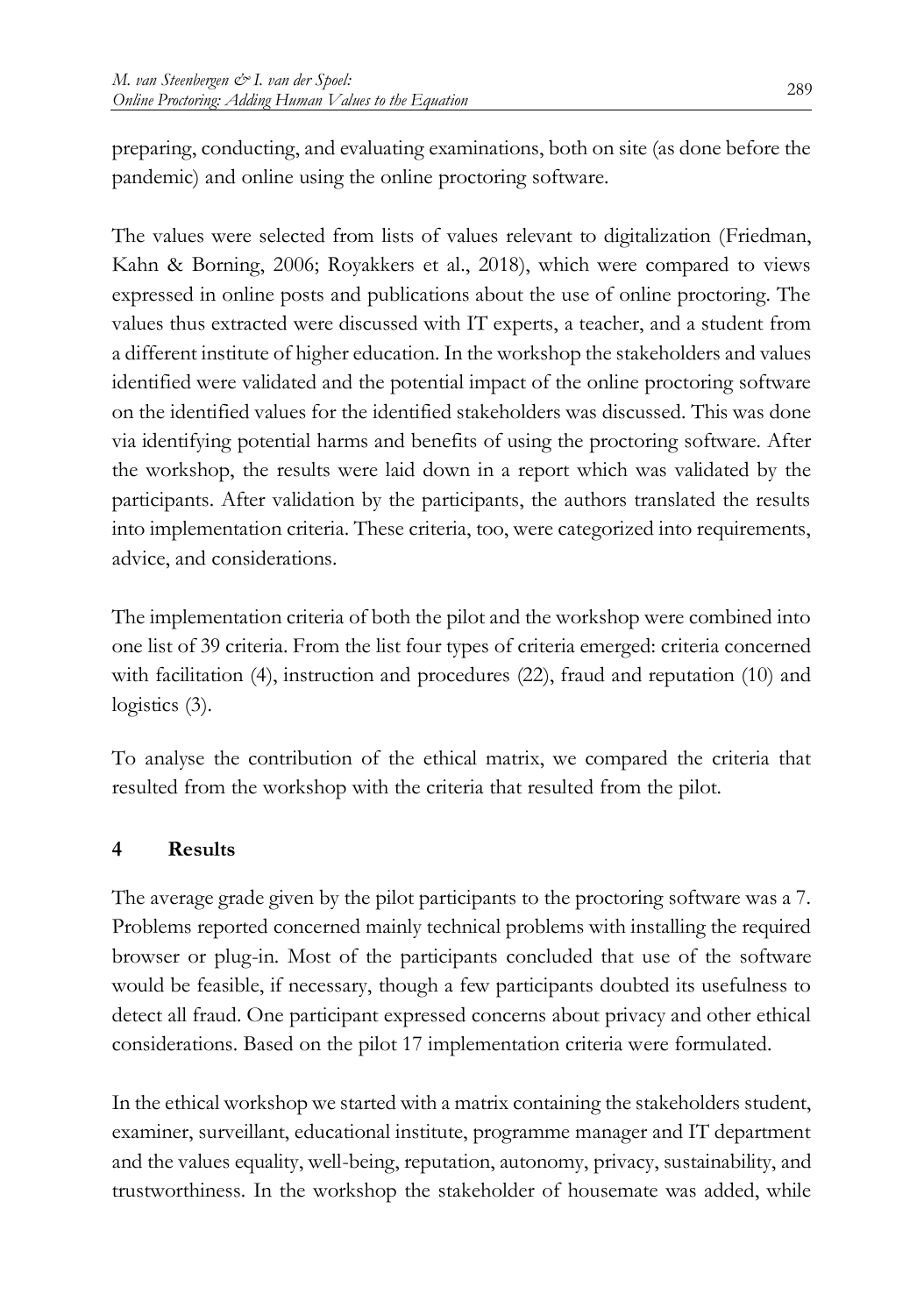preparing, conducting, and evaluating examinations, both on site (as done before the pandemic) and online using the online proctoring software.

The values were selected from lists of values relevant to digitalization (Friedman, Kahn & Borning, 2006; Royakkers et al., 2018), which were compared to views expressed in online posts and publications about the use of online proctoring. The values thus extracted were discussed with IT experts, a teacher, and a student from a different institute of higher education. In the workshop the stakeholders and values identified were validated and the potential impact of the online proctoring software on the identified values for the identified stakeholders was discussed. This was done via identifying potential harms and benefits of using the proctoring software. After the workshop, the results were laid down in a report which was validated by the participants. After validation by the participants, the authors translated the results into implementation criteria. These criteria, too, were categorized into requirements, advice, and considerations.

The implementation criteria of both the pilot and the workshop were combined into one list of 39 criteria. From the list four types of criteria emerged: criteria concerned with facilitation (4), instruction and procedures (22), fraud and reputation (10) and logistics (3).

To analyse the contribution of the ethical matrix, we compared the criteria that resulted from the workshop with the criteria that resulted from the pilot.

## 4 Results

The average grade given by the pilot participants to the proctoring software was a 7. Problems reported concerned mainly technical problems with installing the required browser or plug-in. Most of the participants concluded that use of the software would be feasible, if necessary, though a few participants doubted its usefulness to detect all fraud. One participant expressed concerns about privacy and other ethical considerations. Based on the pilot 17 implementation criteria were formulated.

In the ethical workshop we started with a matrix containing the stakeholders student, examiner, surveillant, educational institute, programme manager and IT department and the values equality, well-being, reputation, autonomy, privacy, sustainability, and trustworthiness. In the workshop the stakeholder of housemate was added, while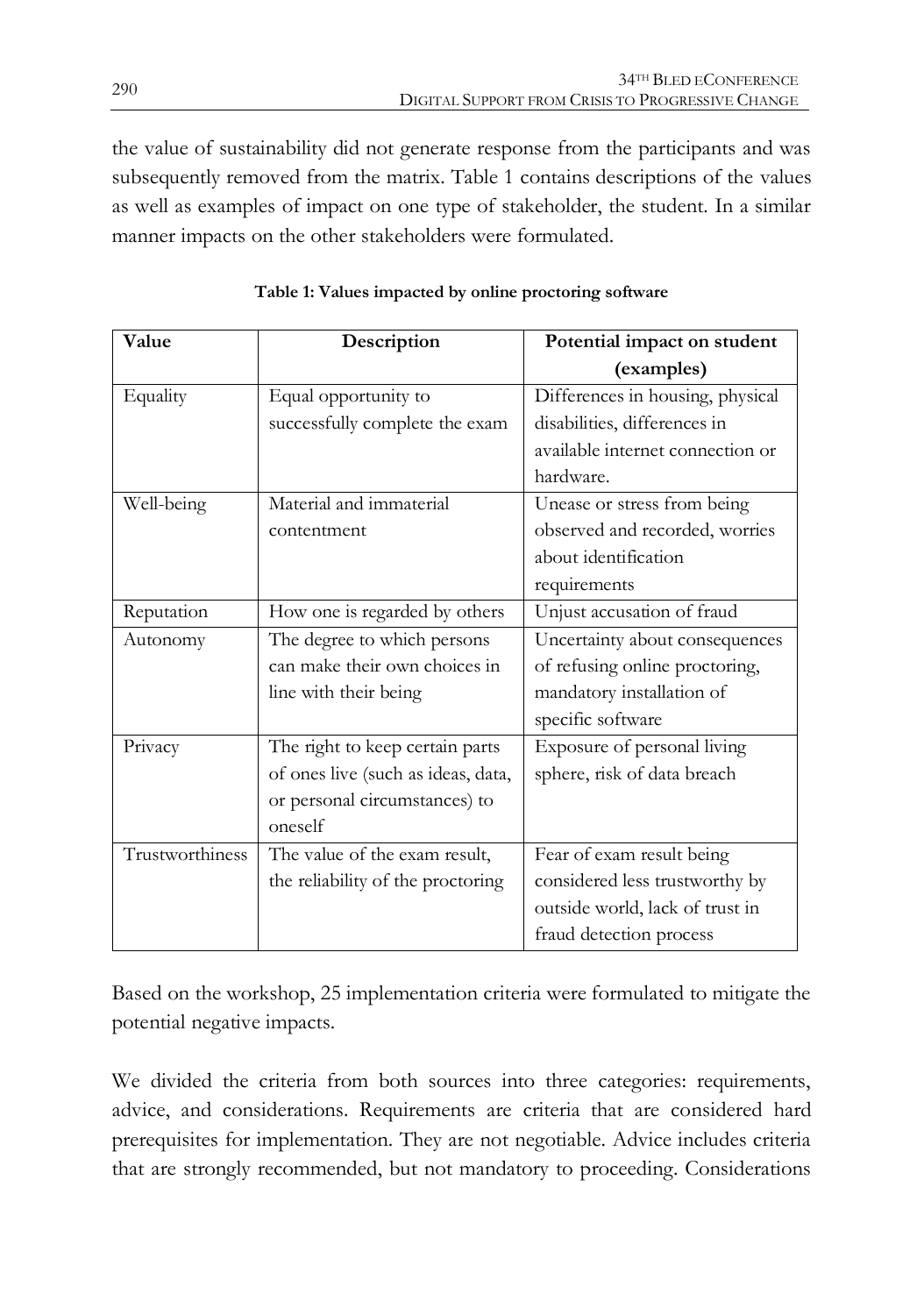the value of sustainability did not generate response from the participants and was subsequently removed from the matrix. Table 1 contains descriptions of the values as well as examples of impact on one type of stakeholder, the student. In a similar manner impacts on the other stakeholders were formulated.

**Table 1: Values impacted by online proctoring software**

| Value | Description | Potential impact on student (examples) |
| --- | --- | --- |
| Equality | Equal opportunity to successfully complete the exam | Differences in housing, physical disabilities, differences in available internet connection or hardware. |
| Well-being | Material and immaterial contentment | Unease or stress from being observed and recorded, worries about identification requirements |
| Reputation | How one is regarded by others | Unjust accusation of fraud |
| Autonomy | The degree to which persons can make their own choices in line with their being | Uncertainty about consequences of refusing online proctoring, mandatory installation of specific software |
| Privacy | The right to keep certain parts of ones live (such as ideas, data, or personal circumstances) to oneself | Exposure of personal living sphere, risk of data breach |
| Trustworthiness | The value of the exam result, the reliability of the proctoring | Fear of exam result being considered less trustworthy by outside world, lack of trust in fraud detection process |

Based on the workshop, 25 implementation criteria were formulated to mitigate the potential negative impacts.

We divided the criteria from both sources into three categories: requirements, advice, and considerations. Requirements are criteria that are considered hard prerequisites for implementation. They are not negotiable. Advice includes criteria that are strongly recommended, but not mandatory to proceeding. Considerations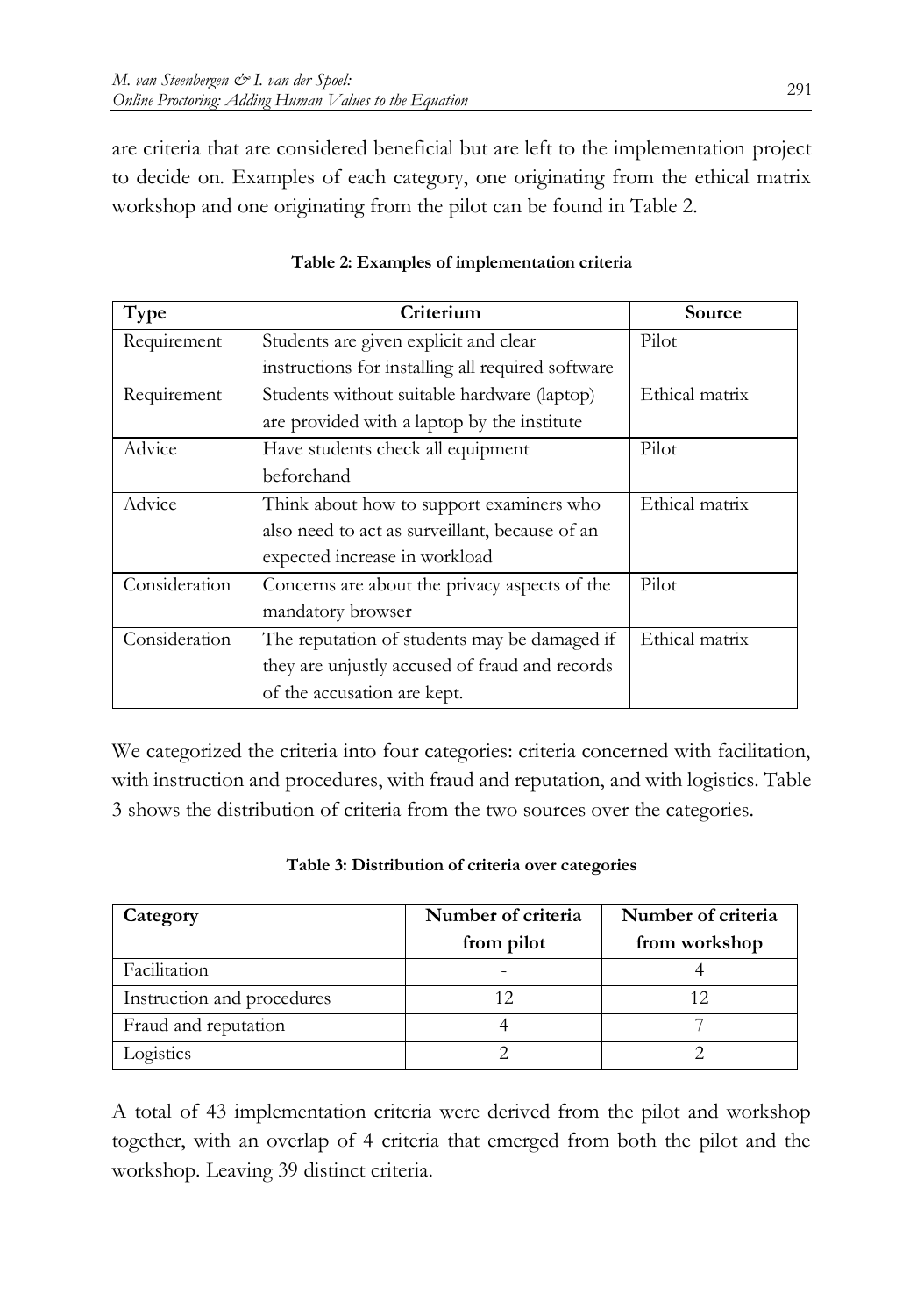are criteria that are considered beneficial but are left to the implementation project to decide on. Examples of each category, one originating from the ethical matrix workshop and one originating from the pilot can be found in Table 2.

**Table 2: Examples of implementation criteria**

| Type | Criterium | Source |
|---|---|---|
| Requirement | Students are given explicit and clear instructions for installing all required software | Pilot |
| Requirement | Students without suitable hardware (laptop) are provided with a laptop by the institute | Ethical matrix |
| Advice | Have students check all equipment beforehand | Pilot |
| Advice | Think about how to support examiners who also need to act as surveillant, because of an expected increase in workload | Ethical matrix |
| Consideration | Concerns are about the privacy aspects of the mandatory browser | Pilot |
| Consideration | The reputation of students may be damaged if they are unjustly accused of fraud and records of the accusation are kept. | Ethical matrix |

We categorized the criteria into four categories: criteria concerned with facilitation, with instruction and procedures, with fraud and reputation, and with logistics. Table 3 shows the distribution of criteria from the two sources over the categories.

**Table 3: Distribution of criteria over categories**

| Category | Number of criteria from pilot | Number of criteria from workshop |
|---|---|---|
| Facilitation | - | 4 |
| Instruction and procedures | 12 | 12 |
| Fraud and reputation | 4 | 7 |
| Logistics | 2 | 2 |

A total of 43 implementation criteria were derived from the pilot and workshop together, with an overlap of 4 criteria that emerged from both the pilot and the workshop. Leaving 39 distinct criteria.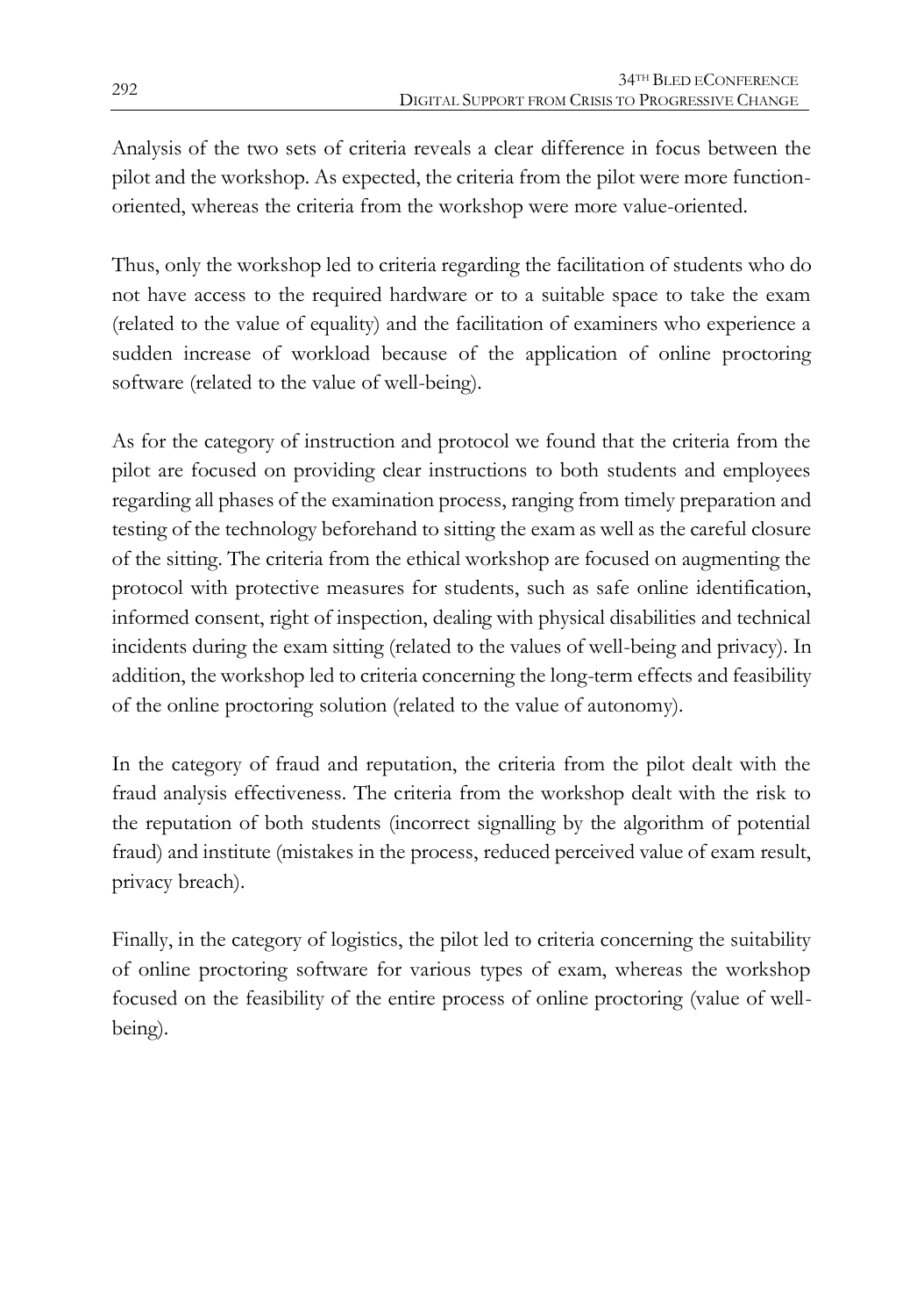Analysis of the two sets of criteria reveals a clear difference in focus between the pilot and the workshop. As expected, the criteria from the pilot were more function-oriented, whereas the criteria from the workshop were more value-oriented.

Thus, only the workshop led to criteria regarding the facilitation of students who do not have access to the required hardware or to a suitable space to take the exam (related to the value of equality) and the facilitation of examiners who experience a sudden increase of workload because of the application of online proctoring software (related to the value of well-being).

As for the category of instruction and protocol we found that the criteria from the pilot are focused on providing clear instructions to both students and employees regarding all phases of the examination process, ranging from timely preparation and testing of the technology beforehand to sitting the exam as well as the careful closure of the sitting. The criteria from the ethical workshop are focused on augmenting the protocol with protective measures for students, such as safe online identification, informed consent, right of inspection, dealing with physical disabilities and technical incidents during the exam sitting (related to the values of well-being and privacy). In addition, the workshop led to criteria concerning the long-term effects and feasibility of the online proctoring solution (related to the value of autonomy).

In the category of fraud and reputation, the criteria from the pilot dealt with the fraud analysis effectiveness. The criteria from the workshop dealt with the risk to the reputation of both students (incorrect signalling by the algorithm of potential fraud) and institute (mistakes in the process, reduced perceived value of exam result, privacy breach).

Finally, in the category of logistics, the pilot led to criteria concerning the suitability of online proctoring software for various types of exam, whereas the workshop focused on the feasibility of the entire process of online proctoring (value of well-being).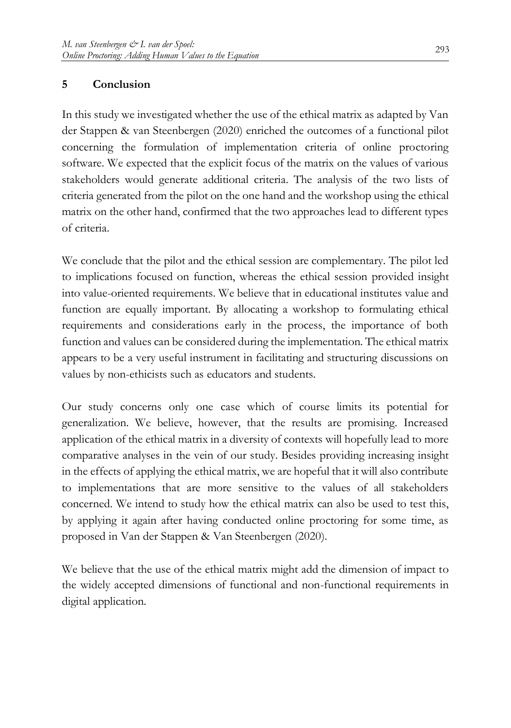## 5 Conclusion

In this study we investigated whether the use of the ethical matrix as adapted by Van der Stappen & van Steenbergen (2020) enriched the outcomes of a functional pilot concerning the formulation of implementation criteria of online proctoring software. We expected that the explicit focus of the matrix on the values of various stakeholders would generate additional criteria. The analysis of the two lists of criteria generated from the pilot on the one hand and the workshop using the ethical matrix on the other hand, confirmed that the two approaches lead to different types of criteria.

We conclude that the pilot and the ethical session are complementary. The pilot led to implications focused on function, whereas the ethical session provided insight into value-oriented requirements. We believe that in educational institutes value and function are equally important. By allocating a workshop to formulating ethical requirements and considerations early in the process, the importance of both function and values can be considered during the implementation. The ethical matrix appears to be a very useful instrument in facilitating and structuring discussions on values by non-ethicists such as educators and students.

Our study concerns only one case which of course limits its potential for generalization. We believe, however, that the results are promising. Increased application of the ethical matrix in a diversity of contexts will hopefully lead to more comparative analyses in the vein of our study. Besides providing increasing insight in the effects of applying the ethical matrix, we are hopeful that it will also contribute to implementations that are more sensitive to the values of all stakeholders concerned. We intend to study how the ethical matrix can also be used to test this, by applying it again after having conducted online proctoring for some time, as proposed in Van der Stappen & Van Steenbergen (2020).

We believe that the use of the ethical matrix might add the dimension of impact to the widely accepted dimensions of functional and non-functional requirements in digital application.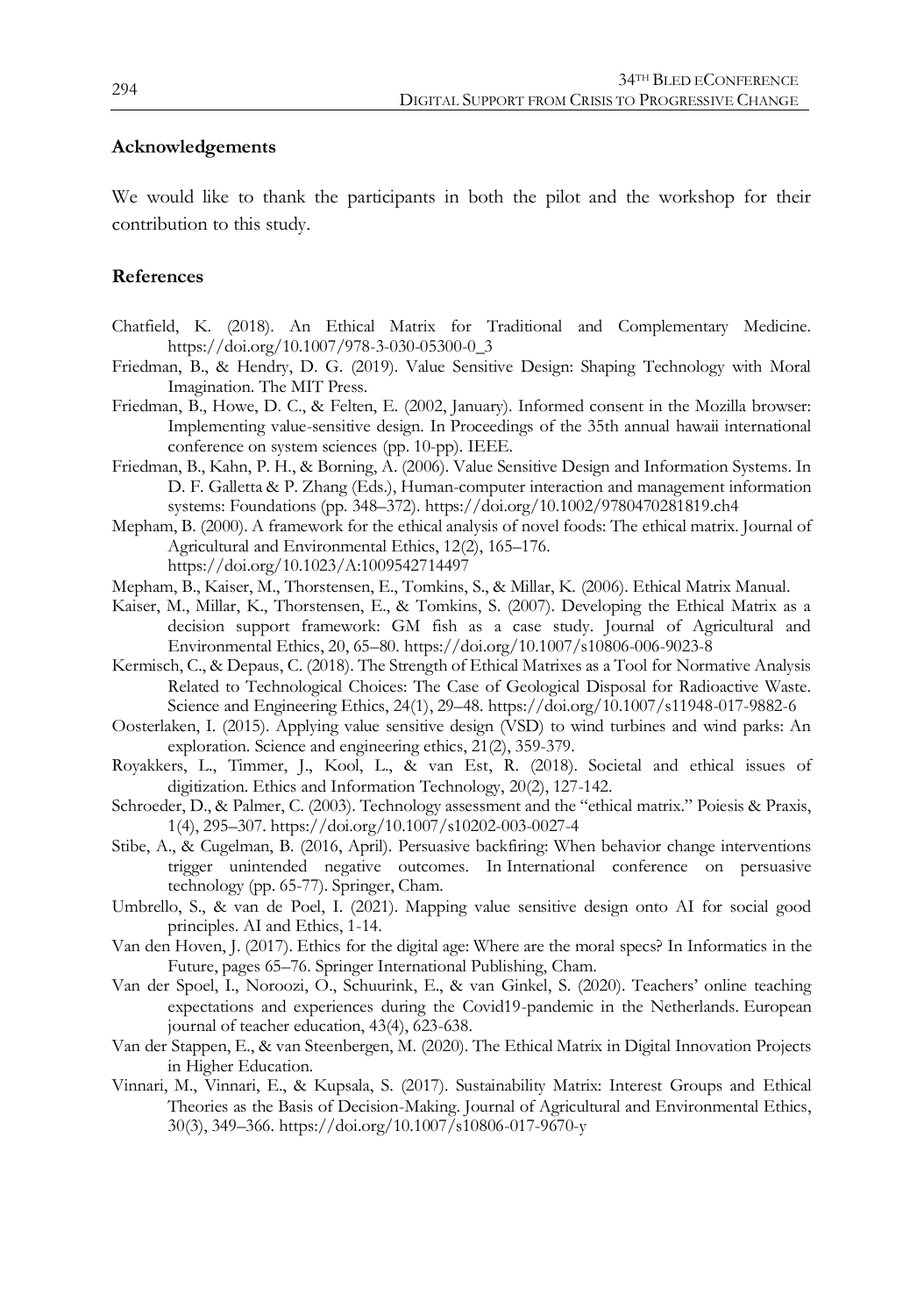## Acknowledgements

We would like to thank the participants in both the pilot and the workshop for their contribution to this study.

## References

Chatfield, K. (2018). An Ethical Matrix for Traditional and Complementary Medicine. https://doi.org/10.1007/978-3-030-05300-0_3

Friedman, B., & Hendry, D. G. (2019). Value Sensitive Design: Shaping Technology with Moral Imagination. The MIT Press.

Friedman, B., Howe, D. C., & Felten, E. (2002, January). Informed consent in the Mozilla browser: Implementing value-sensitive design. In Proceedings of the 35th annual hawaii international conference on system sciences (pp. 10-pp). IEEE.

Friedman, B., Kahn, P. H., & Borning, A. (2006). Value Sensitive Design and Information Systems. In D. F. Galletta & P. Zhang (Eds.), Human-computer interaction and management information systems: Foundations (pp. 348–372). https://doi.org/10.1002/9780470281819.ch4

Mepham, B. (2000). A framework for the ethical analysis of novel foods: The ethical matrix. Journal of Agricultural and Environmental Ethics, 12(2), 165–176. https://doi.org/10.1023/A:1009542714497

Mepham, B., Kaiser, M., Thorstensen, E., Tomkins, S., & Millar, K. (2006). Ethical Matrix Manual.

Kaiser, M., Millar, K., Thorstensen, E., & Tomkins, S. (2007). Developing the Ethical Matrix as a decision support framework: GM fish as a case study. Journal of Agricultural and Environmental Ethics, 20, 65–80. https://doi.org/10.1007/s10806-006-9023-8

Kermisch, C., & Depaus, C. (2018). The Strength of Ethical Matrixes as a Tool for Normative Analysis Related to Technological Choices: The Case of Geological Disposal for Radioactive Waste. Science and Engineering Ethics, 24(1), 29–48. https://doi.org/10.1007/s11948-017-9882-6

Oosterlaken, I. (2015). Applying value sensitive design (VSD) to wind turbines and wind parks: An exploration. Science and engineering ethics, 21(2), 359-379.

Royakkers, L., Timmer, J., Kool, L., & van Est, R. (2018). Societal and ethical issues of digitization. Ethics and Information Technology, 20(2), 127-142.

Schroeder, D., & Palmer, C. (2003). Technology assessment and the "ethical matrix." Poiesis & Praxis, 1(4), 295–307. https://doi.org/10.1007/s10202-003-0027-4

Stibe, A., & Cugelman, B. (2016, April). Persuasive backfiring: When behavior change interventions trigger unintended negative outcomes. In International conference on persuasive technology (pp. 65-77). Springer, Cham.

Umbrello, S., & van de Poel, I. (2021). Mapping value sensitive design onto AI for social good principles. AI and Ethics, 1-14.

Van den Hoven, J. (2017). Ethics for the digital age: Where are the moral specs? In Informatics in the Future, pages 65–76. Springer International Publishing, Cham.

Van der Spoel, I., Noroozi, O., Schuurink, E., & van Ginkel, S. (2020). Teachers' online teaching expectations and experiences during the Covid19-pandemic in the Netherlands. European journal of teacher education, 43(4), 623-638.

Van der Stappen, E., & van Steenbergen, M. (2020). The Ethical Matrix in Digital Innovation Projects in Higher Education.

Vinnari, M., Vinnari, E., & Kupsala, S. (2017). Sustainability Matrix: Interest Groups and Ethical Theories as the Basis of Decision-Making. Journal of Agricultural and Environmental Ethics, 30(3), 349–366. https://doi.org/10.1007/s10806-017-9670-y